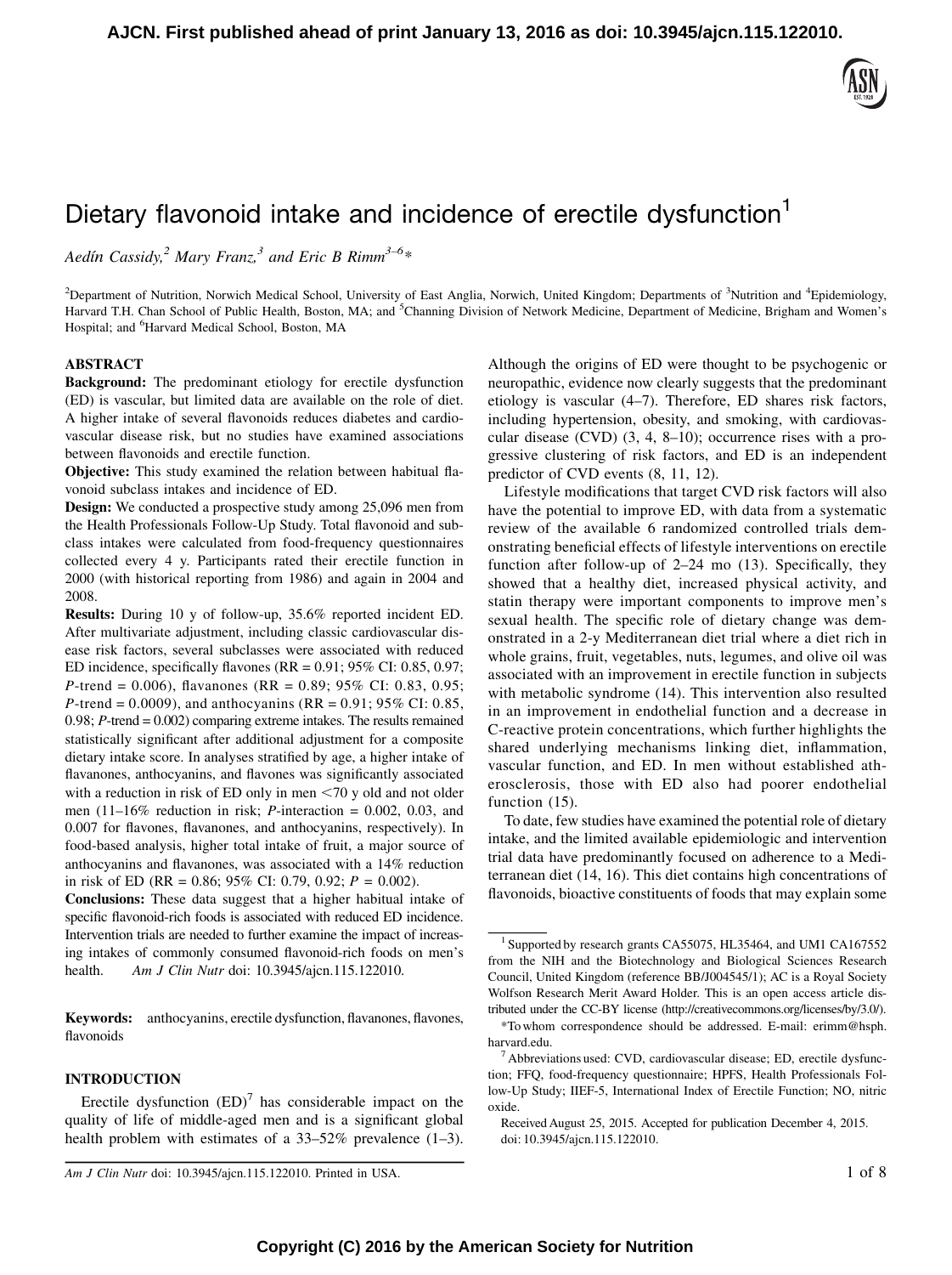# Dietary flavonoid intake and incidence of erectile dysfunction[1]

*Aedín Cassidy,[2] Mary Franz,[3] and Eric B Rimm[3–6]**

[2]Department of Nutrition, Norwich Medical School, University of East Anglia, Norwich, United Kingdom; Departments of [3]Nutrition and [4]Epidemiology, Harvard T.H. Chan School of Public Health, Boston, MA; and [5]Channing Division of Network Medicine, Department of Medicine, Brigham and Women's Hospital; and [6]Harvard Medical School, Boston, MA

## ABSTRACT

**Background:** The predominant etiology for erectile dysfunction (ED) is vascular, but limited data are available on the role of diet. A higher intake of several flavonoids reduces diabetes and cardiovascular disease risk, but no studies have examined associations between flavonoids and erectile function.

**Objective:** This study examined the relation between habitual flavonoid subclass intakes and incidence of ED.

**Design:** We conducted a prospective study among 25,096 men from the Health Professionals Follow-Up Study. Total flavonoid and subclass intakes were calculated from food-frequency questionnaires collected every 4 y. Participants rated their erectile function in 2000 (with historical reporting from 1986) and again in 2004 and 2008.

**Results:** During 10 y of follow-up, 35.6% reported incident ED. After multivariate adjustment, including classic cardiovascular disease risk factors, several subclasses were associated with reduced ED incidence, specifically flavones (RR = 0.91; 95% CI: 0.85, 0.97; *P*-trend = 0.006), flavanones (RR = 0.89; 95% CI: 0.83, 0.95; *P*-trend = 0.0009), and anthocyanins (RR = 0.91; 95% CI: 0.85, 0.98; *P*-trend = 0.002) comparing extreme intakes. The results remained statistically significant after additional adjustment for a composite dietary intake score. In analyses stratified by age, a higher intake of flavanones, anthocyanins, and flavones was significantly associated with a reduction in risk of ED only in men <70 y old and not older men (11–16% reduction in risk; *P*-interaction = 0.002, 0.03, and 0.007 for flavones, flavanones, and anthocyanins, respectively). In food-based analysis, higher total intake of fruit, a major source of anthocyanins and flavanones, was associated with a 14% reduction in risk of ED (RR = 0.86; 95% CI: 0.79, 0.92; *P* = 0.002).

**Conclusions:** These data suggest that a higher habitual intake of specific flavonoid-rich foods is associated with reduced ED incidence. Intervention trials are needed to further examine the impact of increasing intakes of commonly consumed flavonoid-rich foods on men's health. *Am J Clin Nutr* doi: 10.3945/ajcn.115.122010.

**Keywords:** anthocyanins, erectile dysfunction, flavanones, flavones, flavonoids

## INTRODUCTION

Erectile dysfunction (ED)[7] has considerable impact on the quality of life of middle-aged men and is a significant global health problem with estimates of a 33–52% prevalence (1–3). Although the origins of ED were thought to be psychogenic or neuropathic, evidence now clearly suggests that the predominant etiology is vascular (4–7). Therefore, ED shares risk factors, including hypertension, obesity, and smoking, with cardiovascular disease (CVD) (3, 4, 8–10); occurrence rises with a progressive clustering of risk factors, and ED is an independent predictor of CVD events (8, 11, 12).

Lifestyle modifications that target CVD risk factors will also have the potential to improve ED, with data from a systematic review of the available 6 randomized controlled trials demonstrating beneficial effects of lifestyle interventions on erectile function after follow-up of 2–24 mo (13). Specifically, they showed that a healthy diet, increased physical activity, and statin therapy were important components to improve men's sexual health. The specific role of dietary change was demonstrated in a 2-y Mediterranean diet trial where a diet rich in whole grains, fruit, vegetables, nuts, legumes, and olive oil was associated with an improvement in erectile function in subjects with metabolic syndrome (14). This intervention also resulted in an improvement in endothelial function and a decrease in C-reactive protein concentrations, which further highlights the shared underlying mechanisms linking diet, inflammation, vascular function, and ED. In men without established atherosclerosis, those with ED also had poorer endothelial function (15).

To date, few studies have examined the potential role of dietary intake, and the limited available epidemiologic and intervention trial data have predominantly focused on adherence to a Mediterranean diet (14, 16). This diet contains high concentrations of flavonoids, bioactive constituents of foods that may explain some

---

[1] Supported by research grants CA55075, HL35464, and UM1 CA167552 from the NIH and the Biotechnology and Biological Sciences Research Council, United Kingdom (reference BB/J004545/1); AC is a Royal Society Wolfson Research Merit Award Holder. This is an open access article distributed under the CC-BY license (http://creativecommons.org/licenses/by/3.0/).

*To whom correspondence should be addressed. E-mail: erimm@hsph.harvard.edu.

[7] Abbreviations used: CVD, cardiovascular disease; ED, erectile dysfunction; FFQ, food-frequency questionnaire; HPFS, Health Professionals Follow-Up Study; IIEF-5, International Index of Erectile Function; NO, nitric oxide.

Received August 25, 2015. Accepted for publication December 4, 2015.

doi: 10.3945/ajcn.115.122010.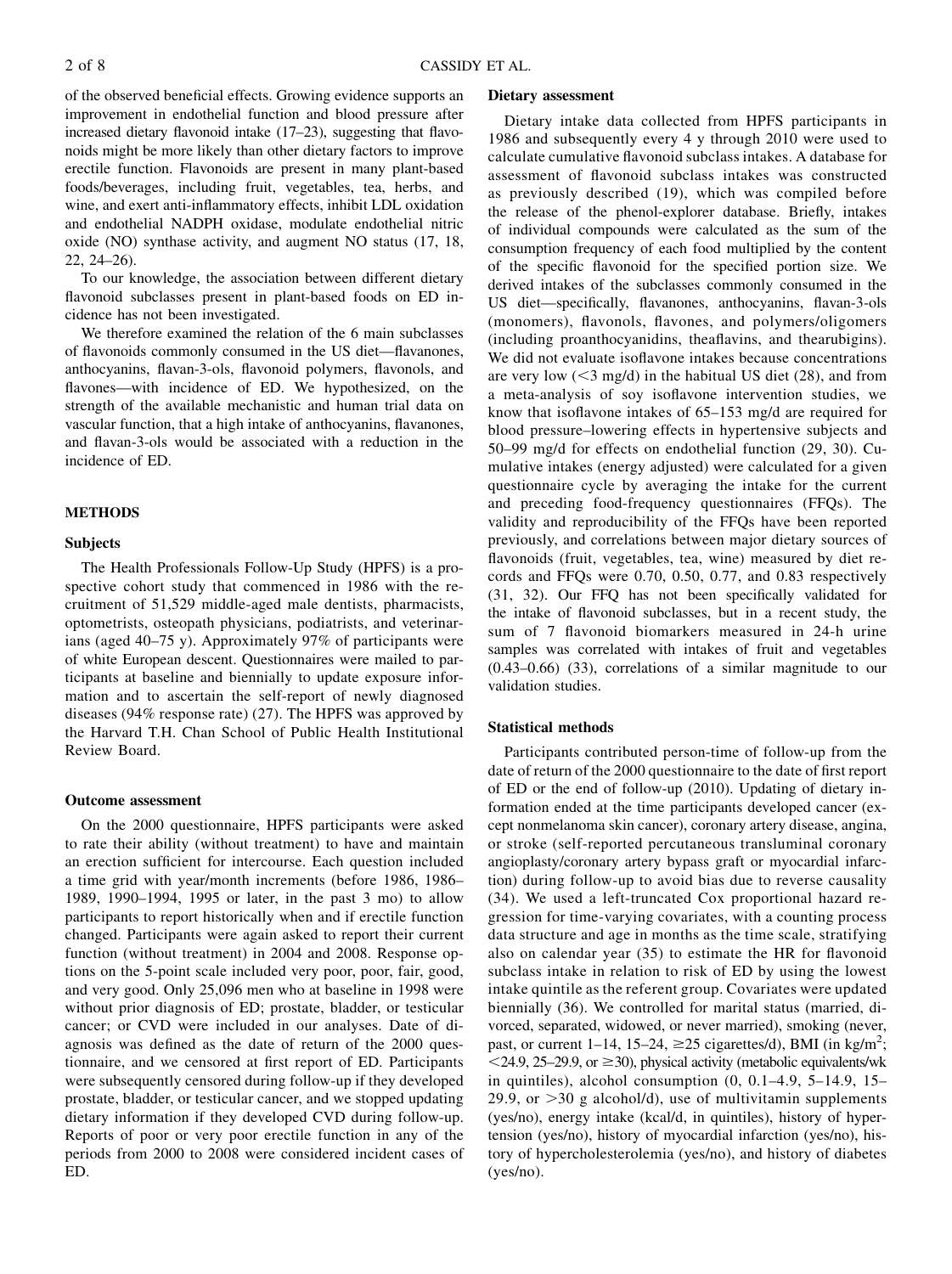of the observed beneficial effects. Growing evidence supports an improvement in endothelial function and blood pressure after increased dietary flavonoid intake (17–23), suggesting that flavonoids might be more likely than other dietary factors to improve erectile function. Flavonoids are present in many plant-based foods/beverages, including fruit, vegetables, tea, herbs, and wine, and exert anti-inflammatory effects, inhibit LDL oxidation and endothelial NADPH oxidase, modulate endothelial nitric oxide (NO) synthase activity, and augment NO status (17, 18, 22, 24–26).

To our knowledge, the association between different dietary flavonoid subclasses present in plant-based foods on ED incidence has not been investigated.

We therefore examined the relation of the 6 main subclasses of flavonoids commonly consumed in the US diet—flavanones, anthocyanins, flavan-3-ols, flavonoid polymers, flavonols, and flavones—with incidence of ED. We hypothesized, on the strength of the available mechanistic and human trial data on vascular function, that a high intake of anthocyanins, flavanones, and flavan-3-ols would be associated with a reduction in the incidence of ED.

## METHODS

### Subjects

The Health Professionals Follow-Up Study (HPFS) is a prospective cohort study that commenced in 1986 with the recruitment of 51,529 middle-aged male dentists, pharmacists, optometrists, osteopath physicians, podiatrists, and veterinarians (aged 40–75 y). Approximately 97% of participants were of white European descent. Questionnaires were mailed to participants at baseline and biennially to update exposure information and to ascertain the self-report of newly diagnosed diseases (94% response rate) (27). The HPFS was approved by the Harvard T.H. Chan School of Public Health Institutional Review Board.

### Outcome assessment

On the 2000 questionnaire, HPFS participants were asked to rate their ability (without treatment) to have and maintain an erection sufficient for intercourse. Each question included a time grid with year/month increments (before 1986, 1986–1989, 1990–1994, 1995 or later, in the past 3 mo) to allow participants to report historically when and if erectile function changed. Participants were again asked to report their current function (without treatment) in 2004 and 2008. Response options on the 5-point scale included very poor, poor, fair, good, and very good. Only 25,096 men who at baseline in 1998 were without prior diagnosis of ED; prostate, bladder, or testicular cancer; or CVD were included in our analyses. Date of diagnosis was defined as the date of return of the 2000 questionnaire, and we censored at first report of ED. Participants were subsequently censored during follow-up if they developed prostate, bladder, or testicular cancer, and we stopped updating dietary information if they developed CVD during follow-up. Reports of poor or very poor erectile function in any of the periods from 2000 to 2008 were considered incident cases of ED.

### Dietary assessment

Dietary intake data collected from HPFS participants in 1986 and subsequently every 4 y through 2010 were used to calculate cumulative flavonoid subclass intakes. A database for assessment of flavonoid subclass intakes was constructed as previously described (19), which was compiled before the release of the phenol-explorer database. Briefly, intakes of individual compounds were calculated as the sum of the consumption frequency of each food multiplied by the content of the specific flavonoid for the specified portion size. We derived intakes of the subclasses commonly consumed in the US diet—specifically, flavanones, anthocyanins, flavan-3-ols (monomers), flavonols, flavones, and polymers/oligomers (including proanthocyanidins, theaflavins, and thearubigins). We did not evaluate isoflavone intakes because concentrations are very low (<3 mg/d) in the habitual US diet (28), and from a meta-analysis of soy isoflavone intervention studies, we know that isoflavone intakes of 65–153 mg/d are required for blood pressure–lowering effects in hypertensive subjects and 50–99 mg/d for effects on endothelial function (29, 30). Cumulative intakes (energy adjusted) were calculated for a given questionnaire cycle by averaging the intake for the current and preceding food-frequency questionnaires (FFQs). The validity and reproducibility of the FFQs have been reported previously, and correlations between major dietary sources of flavonoids (fruit, vegetables, tea, wine) measured by diet records and FFQs were 0.70, 0.50, 0.77, and 0.83 respectively (31, 32). Our FFQ has not been specifically validated for the intake of flavonoid subclasses, but in a recent study, the sum of 7 flavonoid biomarkers measured in 24-h urine samples was correlated with intakes of fruit and vegetables (0.43–0.66) (33), correlations of a similar magnitude to our validation studies.

### Statistical methods

Participants contributed person-time of follow-up from the date of return of the 2000 questionnaire to the date of first report of ED or the end of follow-up (2010). Updating of dietary information ended at the time participants developed cancer (except nonmelanoma skin cancer), coronary artery disease, angina, or stroke (self-reported percutaneous transluminal coronary angioplasty/coronary artery bypass graft or myocardial infarction) during follow-up to avoid bias due to reverse causality (34). We used a left-truncated Cox proportional hazard regression for time-varying covariates, with a counting process data structure and age in months as the time scale, stratifying also on calendar year (35) to estimate the HR for flavonoid subclass intake in relation to risk of ED by using the lowest intake quintile as the referent group. Covariates were updated biennially (36). We controlled for marital status (married, divorced, separated, widowed, or never married), smoking (never, past, or current 1–14, 15–24, ≥25 cigarettes/d), BMI (in kg/m$^2$; <24.9, 25–29.9, or ≥30), physical activity (metabolic equivalents/wk in quintiles), alcohol consumption (0, 0.1–4.9, 5–14.9, 15–29.9, or >30 g alcohol/d), use of multivitamin supplements (yes/no), energy intake (kcal/d, in quintiles), history of hypertension (yes/no), history of myocardial infarction (yes/no), history of hypercholesterolemia (yes/no), and history of diabetes (yes/no).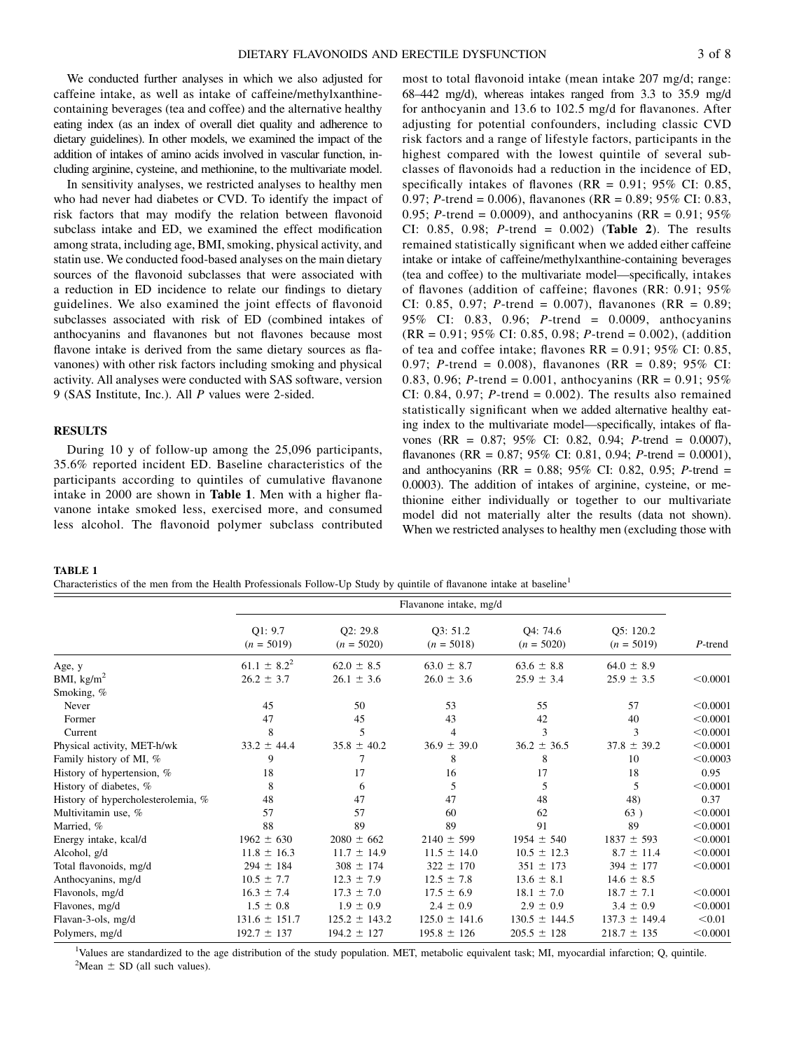We conducted further analyses in which we also adjusted for caffeine intake, as well as intake of caffeine/methylxanthine-containing beverages (tea and coffee) and the alternative healthy eating index (as an index of overall diet quality and adherence to dietary guidelines). In other models, we examined the impact of the addition of intakes of amino acids involved in vascular function, including arginine, cysteine, and methionine, to the multivariate model.

In sensitivity analyses, we restricted analyses to healthy men who had never had diabetes or CVD. To identify the impact of risk factors that may modify the relation between flavonoid subclass intake and ED, we examined the effect modification among strata, including age, BMI, smoking, physical activity, and statin use. We conducted food-based analyses on the main dietary sources of the flavonoid subclasses that were associated with a reduction in ED incidence to relate our findings to dietary guidelines. We also examined the joint effects of flavonoid subclasses associated with risk of ED (combined intakes of anthocyanins and flavanones but not flavones because most flavone intake is derived from the same dietary sources as flavanones) with other risk factors including smoking and physical activity. All analyses were conducted with SAS software, version 9 (SAS Institute, Inc.). All *P* values were 2-sided.

## RESULTS

During 10 y of follow-up among the 25,096 participants, 35.6% reported incident ED. Baseline characteristics of the participants according to quintiles of cumulative flavanone intake in 2000 are shown in **Table 1**. Men with a higher flavanone intake smoked less, exercised more, and consumed less alcohol. The flavonoid polymer subclass contributed most to total flavonoid intake (mean intake 207 mg/d; range: 68–442 mg/d), whereas intakes ranged from 3.3 to 35.9 mg/d for anthocyanin and 13.6 to 102.5 mg/d for flavanones. After adjusting for potential confounders, including classic CVD risk factors and a range of lifestyle factors, participants in the highest compared with the lowest quintile of several subclasses of flavonoids had a reduction in the incidence of ED, specifically intakes of flavones (RR = 0.91; 95% CI: 0.85, 0.97; *P*-trend = 0.006), flavanones (RR = 0.89; 95% CI: 0.83, 0.95; *P*-trend = 0.0009), and anthocyanins (RR = 0.91; 95% CI: 0.85, 0.98; *P*-trend = 0.002) (**Table 2**). The results remained statistically significant when we added either caffeine intake or intake of caffeine/methylxanthine-containing beverages (tea and coffee) to the multivariate model—specifically, intakes of flavones (addition of caffeine; flavones (RR: 0.91; 95% CI: 0.85, 0.97; *P*-trend = 0.007), flavanones (RR = 0.89; 95% CI: 0.83, 0.96; *P*-trend = 0.0009, anthocyanins (RR = 0.91; 95% CI: 0.85, 0.98; *P*-trend = 0.002), (addition of tea and coffee intake; flavones RR = 0.91; 95% CI: 0.85, 0.97; *P*-trend = 0.008), flavanones (RR = 0.89; 95% CI: 0.83, 0.96; *P*-trend = 0.001, anthocyanins (RR = 0.91; 95% CI: 0.84, 0.97; *P*-trend = 0.002). The results also remained statistically significant when we added alternative healthy eating index to the multivariate model—specifically, intakes of flavones (RR = 0.87; 95% CI: 0.82, 0.94; *P*-trend = 0.0007), flavanones (RR = 0.87; 95% CI: 0.81, 0.94; *P*-trend = 0.0001), and anthocyanins (RR = 0.88; 95% CI: 0.82, 0.95; *P*-trend = 0.0003). The addition of intakes of arginine, cysteine, or methionine either individually or together to our multivariate model did not materially alter the results (data not shown). When we restricted analyses to healthy men (excluding those with

**TABLE 1**
Characteristics of the men from the Health Professionals Follow-Up Study by quintile of flavanone intake at baseline[1]

| | Flavanone intake, mg/d | | | | | |
|---|---|---|---|---|---|---|
| | Q1: 9.7 (*n* = 5019) | Q2: 29.8 (*n* = 5020) | Q3: 51.2 (*n* = 5018) | Q4: 74.6 (*n* = 5020) | Q5: 120.2 (*n* = 5019) | *P*-trend |
| Age, y | 61.1 ± 8.2[2] | 62.0 ± 8.5 | 63.0 ± 8.7 | 63.6 ± 8.8 | 64.0 ± 8.9 | |
| BMI, kg/m$^2$ | 26.2 ± 3.7 | 26.1 ± 3.6 | 26.0 ± 3.6 | 25.9 ± 3.4 | 25.9 ± 3.5 | <0.0001 |
| Smoking, % | | | | | | |
| Never | 45 | 50 | 53 | 55 | 57 | <0.0001 |
| Former | 47 | 45 | 43 | 42 | 40 | <0.0001 |
| Current | 8 | 5 | 4 | 3 | 3 | <0.0001 |
| Physical activity, MET-h/wk | 33.2 ± 44.4 | 35.8 ± 40.2 | 36.9 ± 39.0 | 36.2 ± 36.5 | 37.8 ± 39.2 | <0.0001 |
| Family history of MI, % | 9 | 7 | 8 | 8 | 10 | <0.0003 |
| History of hypertension, % | 18 | 17 | 16 | 17 | 18 | 0.95 |
| History of diabetes, % | 8 | 6 | 5 | 5 | 5 | <0.0001 |
| History of hypercholesterolemia, % | 48 | 47 | 47 | 48 | 48) | 0.37 |
| Multivitamin use, % | 57 | 57 | 60 | 62 | 63 ) | <0.0001 |
| Married, % | 88 | 89 | 89 | 91 | 89 | <0.0001 |
| Energy intake, kcal/d | 1962 ± 630 | 2080 ± 662 | 2140 ± 599 | 1954 ± 540 | 1837 ± 593 | <0.0001 |
| Alcohol, g/d | 11.8 ± 16.3 | 11.7 ± 14.9 | 11.5 ± 14.0 | 10.5 ± 12.3 | 8.7 ± 11.4 | <0.0001 |
| Total flavonoids, mg/d | 294 ± 184 | 308 ± 174 | 322 ± 170 | 351 ± 173 | 394 ± 177 | <0.0001 |
| Anthocyanins, mg/d | 10.5 ± 7.7 | 12.3 ± 7.9 | 12.5 ± 7.8 | 13.6 ± 8.1 | 14.6 ± 8.5 | |
| Flavonols, mg/d | 16.3 ± 7.4 | 17.3 ± 7.0 | 17.5 ± 6.9 | 18.1 ± 7.0 | 18.7 ± 7.1 | <0.0001 |
| Flavones, mg/d | 1.5 ± 0.8 | 1.9 ± 0.9 | 2.4 ± 0.9 | 2.9 ± 0.9 | 3.4 ± 0.9 | <0.0001 |
| Flavan-3-ols, mg/d | 131.6 ± 151.7 | 125.2 ± 143.2 | 125.0 ± 141.6 | 130.5 ± 144.5 | 137.3 ± 149.4 | <0.01 |
| Polymers, mg/d | 192.7 ± 137 | 194.2 ± 127 | 195.8 ± 126 | 205.5 ± 128 | 218.7 ± 135 | <0.0001 |

[1]Values are standardized to the age distribution of the study population. MET, metabolic equivalent task; MI, myocardial infarction; Q, quintile.
[2]Mean ± SD (all such values).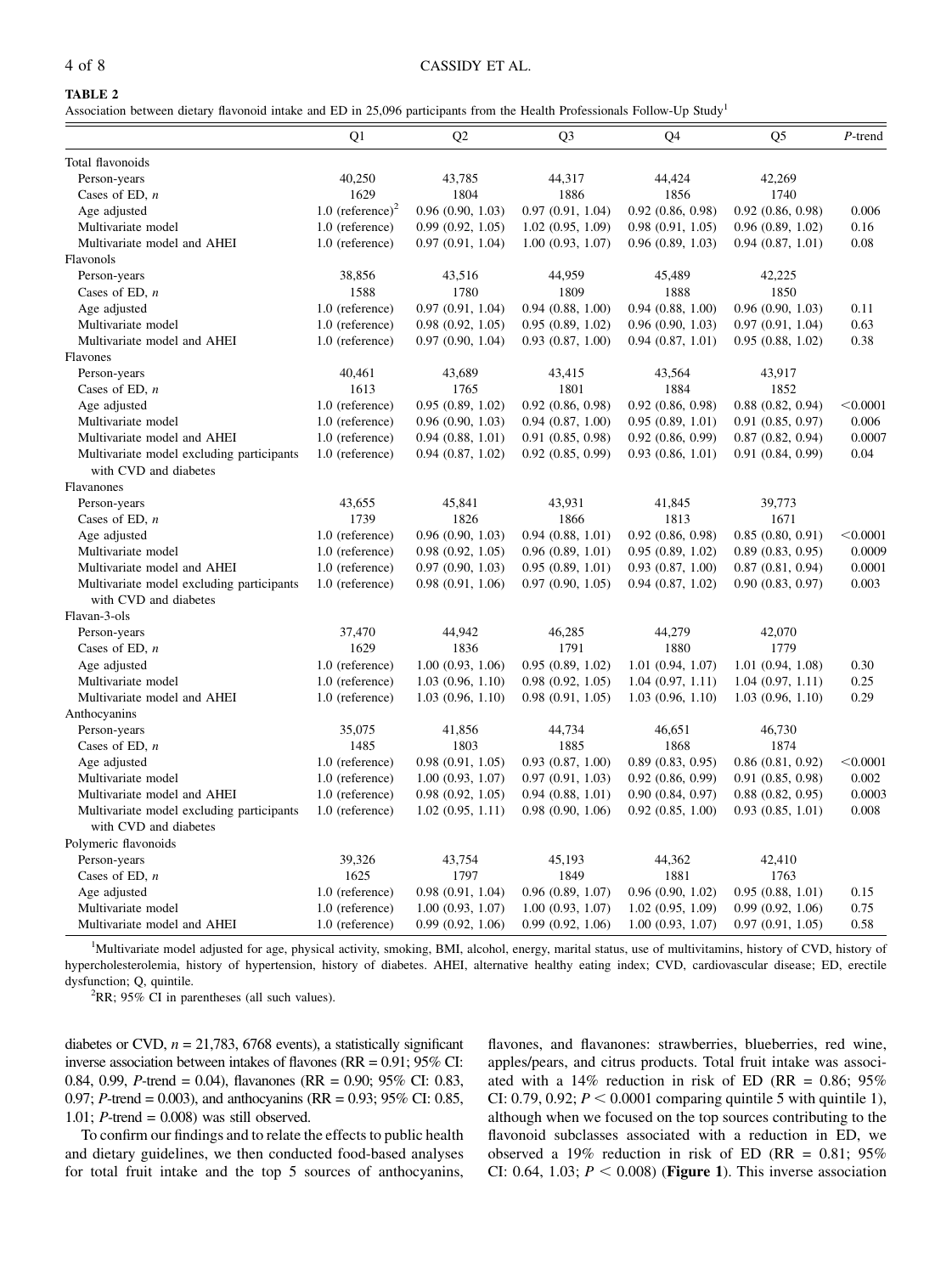**TABLE 2**

Association between dietary flavonoid intake and ED in 25,096 participants from the Health Professionals Follow-Up Study[1]

| | Q1 | Q2 | Q3 | Q4 | Q5 | *P*-trend |
|---|---|---|---|---|---|---|
| Total flavonoids | | | | | | |
| Person-years | 40,250 | 43,785 | 44,317 | 44,424 | 42,269 | |
| Cases of ED, *n* | 1629 | 1804 | 1886 | 1856 | 1740 | |
| Age adjusted | 1.0 (reference)[2] | 0.96 (0.90, 1.03) | 0.97 (0.91, 1.04) | 0.92 (0.86, 0.98) | 0.92 (0.86, 0.98) | 0.006 |
| Multivariate model | 1.0 (reference) | 0.99 (0.92, 1.05) | 1.02 (0.95, 1.09) | 0.98 (0.91, 1.05) | 0.96 (0.89, 1.02) | 0.16 |
| Multivariate model and AHEI | 1.0 (reference) | 0.97 (0.91, 1.04) | 1.00 (0.93, 1.07) | 0.96 (0.89, 1.03) | 0.94 (0.87, 1.01) | 0.08 |
| Flavonols | | | | | | |
| Person-years | 38,856 | 43,516 | 44,959 | 45,489 | 42,225 | |
| Cases of ED, *n* | 1588 | 1780 | 1809 | 1888 | 1850 | |
| Age adjusted | 1.0 (reference) | 0.97 (0.91, 1.04) | 0.94 (0.88, 1.00) | 0.94 (0.88, 1.00) | 0.96 (0.90, 1.03) | 0.11 |
| Multivariate model | 1.0 (reference) | 0.98 (0.92, 1.05) | 0.95 (0.89, 1.02) | 0.96 (0.90, 1.03) | 0.97 (0.91, 1.04) | 0.63 |
| Multivariate model and AHEI | 1.0 (reference) | 0.97 (0.90, 1.04) | 0.93 (0.87, 1.00) | 0.94 (0.87, 1.01) | 0.95 (0.88, 1.02) | 0.38 |
| Flavones | | | | | | |
| Person-years | 40,461 | 43,689 | 43,415 | 43,564 | 43,917 | |
| Cases of ED, *n* | 1613 | 1765 | 1801 | 1884 | 1852 | |
| Age adjusted | 1.0 (reference) | 0.95 (0.89, 1.02) | 0.92 (0.86, 0.98) | 0.92 (0.86, 0.98) | 0.88 (0.82, 0.94) | <0.0001 |
| Multivariate model | 1.0 (reference) | 0.96 (0.90, 1.03) | 0.94 (0.87, 1.00) | 0.95 (0.89, 1.01) | 0.91 (0.85, 0.97) | 0.006 |
| Multivariate model and AHEI | 1.0 (reference) | 0.94 (0.88, 1.01) | 0.91 (0.85, 0.98) | 0.92 (0.86, 0.99) | 0.87 (0.82, 0.94) | 0.0007 |
| Multivariate model excluding participants with CVD and diabetes | 1.0 (reference) | 0.94 (0.87, 1.02) | 0.92 (0.85, 0.99) | 0.93 (0.86, 1.01) | 0.91 (0.84, 0.99) | 0.04 |
| Flavanones | | | | | | |
| Person-years | 43,655 | 45,841 | 43,931 | 41,845 | 39,773 | |
| Cases of ED, *n* | 1739 | 1826 | 1866 | 1813 | 1671 | |
| Age adjusted | 1.0 (reference) | 0.96 (0.90, 1.03) | 0.94 (0.88, 1.01) | 0.92 (0.86, 0.98) | 0.85 (0.80, 0.91) | <0.0001 |
| Multivariate model | 1.0 (reference) | 0.98 (0.92, 1.05) | 0.96 (0.89, 1.01) | 0.95 (0.89, 1.02) | 0.89 (0.83, 0.95) | 0.0009 |
| Multivariate model and AHEI | 1.0 (reference) | 0.97 (0.90, 1.03) | 0.95 (0.89, 1.01) | 0.93 (0.87, 1.00) | 0.87 (0.81, 0.94) | 0.0001 |
| Multivariate model excluding participants with CVD and diabetes | 1.0 (reference) | 0.98 (0.91, 1.06) | 0.97 (0.90, 1.05) | 0.94 (0.87, 1.02) | 0.90 (0.83, 0.97) | 0.003 |
| Flavan-3-ols | | | | | | |
| Person-years | 37,470 | 44,942 | 46,285 | 44,279 | 42,070 | |
| Cases of ED, *n* | 1629 | 1836 | 1791 | 1880 | 1779 | |
| Age adjusted | 1.0 (reference) | 1.00 (0.93, 1.06) | 0.95 (0.89, 1.02) | 1.01 (0.94, 1.07) | 1.01 (0.94, 1.08) | 0.30 |
| Multivariate model | 1.0 (reference) | 1.03 (0.96, 1.10) | 0.98 (0.92, 1.05) | 1.04 (0.97, 1.11) | 1.04 (0.97, 1.11) | 0.25 |
| Multivariate model and AHEI | 1.0 (reference) | 1.03 (0.96, 1.10) | 0.98 (0.91, 1.05) | 1.03 (0.96, 1.10) | 1.03 (0.96, 1.10) | 0.29 |
| Anthocyanins | | | | | | |
| Person-years | 35,075 | 41,856 | 44,734 | 46,651 | 46,730 | |
| Cases of ED, *n* | 1485 | 1803 | 1885 | 1868 | 1874 | |
| Age adjusted | 1.0 (reference) | 0.98 (0.91, 1.05) | 0.93 (0.87, 1.00) | 0.89 (0.83, 0.95) | 0.86 (0.81, 0.92) | <0.0001 |
| Multivariate model | 1.0 (reference) | 1.00 (0.93, 1.07) | 0.97 (0.91, 1.03) | 0.92 (0.86, 0.99) | 0.91 (0.85, 0.98) | 0.002 |
| Multivariate model and AHEI | 1.0 (reference) | 0.98 (0.92, 1.05) | 0.94 (0.88, 1.01) | 0.90 (0.84, 0.97) | 0.88 (0.82, 0.95) | 0.0003 |
| Multivariate model excluding participants with CVD and diabetes | 1.0 (reference) | 1.02 (0.95, 1.11) | 0.98 (0.90, 1.06) | 0.92 (0.85, 1.00) | 0.93 (0.85, 1.01) | 0.008 |
| Polymeric flavonoids | | | | | | |
| Person-years | 39,326 | 43,754 | 45,193 | 44,362 | 42,410 | |
| Cases of ED, *n* | 1625 | 1797 | 1849 | 1881 | 1763 | |
| Age adjusted | 1.0 (reference) | 0.98 (0.91, 1.04) | 0.96 (0.89, 1.07) | 0.96 (0.90, 1.02) | 0.95 (0.88, 1.01) | 0.15 |
| Multivariate model | 1.0 (reference) | 1.00 (0.93, 1.07) | 1.00 (0.93, 1.07) | 1.02 (0.95, 1.09) | 0.99 (0.92, 1.06) | 0.75 |
| Multivariate model and AHEI | 1.0 (reference) | 0.99 (0.92, 1.06) | 0.99 (0.92, 1.06) | 1.00 (0.93, 1.07) | 0.97 (0.91, 1.05) | 0.58 |

[1]Multivariate model adjusted for age, physical activity, smoking, BMI, alcohol, energy, marital status, use of multivitamins, history of CVD, history of hypercholesterolemia, history of hypertension, history of diabetes. AHEI, alternative healthy eating index; CVD, cardiovascular disease; ED, erectile dysfunction; Q, quintile.

[2]RR; 95% CI in parentheses (all such values).

diabetes or CVD, $n = 21,783$, 6768 events), a statistically significant inverse association between intakes of flavones (RR = 0.91; 95% CI: 0.84, 0.99, *P*-trend = 0.04), flavanones (RR = 0.90; 95% CI: 0.83, 0.97; *P*-trend = 0.003), and anthocyanins (RR = 0.93; 95% CI: 0.85, 1.01; *P*-trend = 0.008) was still observed.

To confirm our findings and to relate the effects to public health and dietary guidelines, we then conducted food-based analyses for total fruit intake and the top 5 sources of anthocyanins, flavones, and flavanones: strawberries, blueberries, red wine, apples/pears, and citrus products. Total fruit intake was associated with a 14% reduction in risk of ED (RR = 0.86; 95% CI: 0.79, 0.92; $P < 0.0001$ comparing quintile 5 with quintile 1), although when we focused on the top sources contributing to the flavonoid subclasses associated with a reduction in ED, we observed a 19% reduction in risk of ED (RR = 0.81; 95% CI: 0.64, 1.03; $P < 0.008$) (**Figure 1**). This inverse association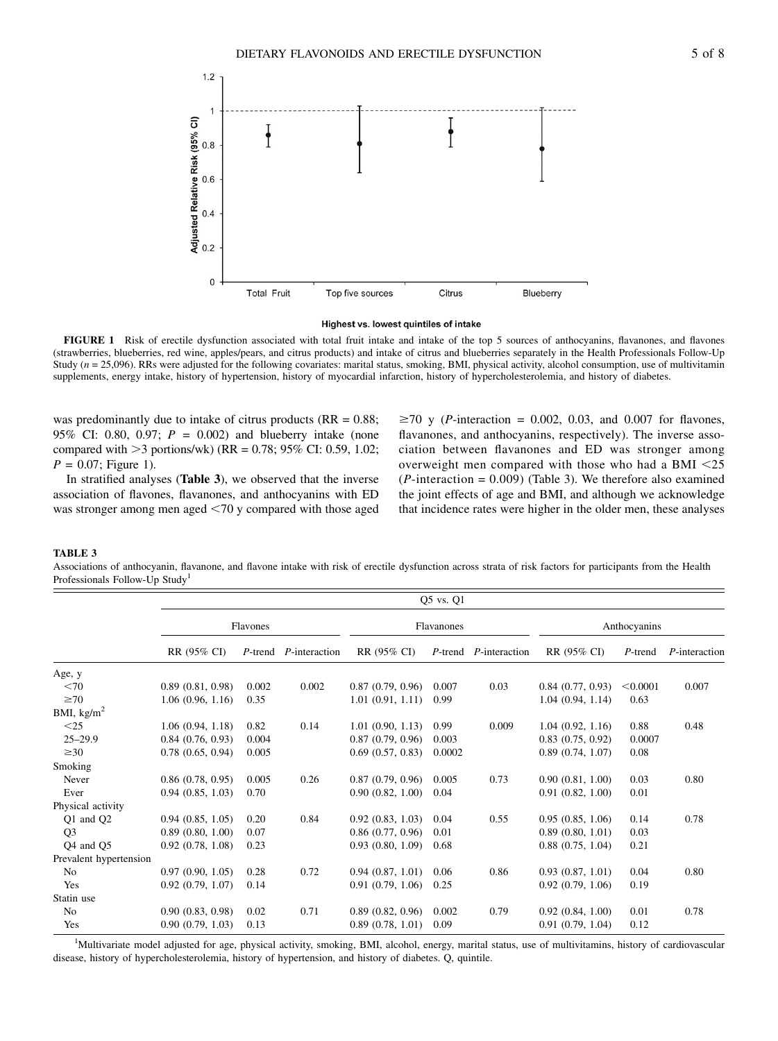FIGURE 1 Risk of erectile dysfunction associated with total fruit intake and intake of the top 5 sources of anthocyanins, flavanones, and flavones (strawberries, blueberries, red wine, apples/pears, and citrus products) and intake of citrus and blueberries separately in the Health Professionals Follow-Up Study (*n* = 25,096). RRs were adjusted for the following covariates: marital status, smoking, BMI, physical activity, alcohol consumption, use of multivitamin supplements, energy intake, history of hypertension, history of myocardial infarction, history of hypercholesterolemia, and history of diabetes.

was predominantly due to intake of citrus products (RR = 0.88; 95% CI: 0.80, 0.97; *P* = 0.002) and blueberry intake (none compared with >3 portions/wk) (RR = 0.78; 95% CI: 0.59, 1.02; *P* = 0.07; Figure 1).

In stratified analyses (**Table 3**), we observed that the inverse association of flavones, flavanones, and anthocyanins with ED was stronger among men aged <70 y compared with those aged ≥70 y (*P*-interaction = 0.002, 0.03, and 0.007 for flavones, flavanones, and anthocyanins, respectively). The inverse association between flavanones and ED was stronger among overweight men compared with those who had a BMI <25 (*P*-interaction = 0.009) (Table 3). We therefore also examined the joint effects of age and BMI, and although we acknowledge that incidence rates were higher in the older men, these analyses

**TABLE 3**

Associations of anthocyanin, flavanone, and flavone intake with risk of erectile dysfunction across strata of risk factors for participants from the Health Professionals Follow-Up Study[1]

| | Q5 vs. Q1 | | | | | | | | |
|---|---|---|---|---|---|---|---|---|---|
| | Flavones | | | Flavanones | | | Anthocyanins | | |
| | RR (95% CI) | *P*-trend | *P*-interaction | RR (95% CI) | *P*-trend | *P*-interaction | RR (95% CI) | *P*-trend | *P*-interaction |
| Age, y | | | | | | | | | |
| <70 | 0.89 (0.81, 0.98) | 0.002 | 0.002 | 0.87 (0.79, 0.96) | 0.007 | 0.03 | 0.84 (0.77, 0.93) | <0.0001 | 0.007 |
| ≥70 | 1.06 (0.96, 1.16) | 0.35 | | 1.01 (0.91, 1.11) | 0.99 | | 1.04 (0.94, 1.14) | 0.63 | |
| BMI, kg/m$^2$ | | | | | | | | | |
| <25 | 1.06 (0.94, 1.18) | 0.82 | 0.14 | 1.01 (0.90, 1.13) | 0.99 | 0.009 | 1.04 (0.92, 1.16) | 0.88 | 0.48 |
| 25–29.9 | 0.84 (0.76, 0.93) | 0.004 | | 0.87 (0.79, 0.96) | 0.003 | | 0.83 (0.75, 0.92) | 0.0007 | |
| ≥30 | 0.78 (0.65, 0.94) | 0.005 | | 0.69 (0.57, 0.83) | 0.0002 | | 0.89 (0.74, 1.07) | 0.08 | |
| Smoking | | | | | | | | | |
| Never | 0.86 (0.78, 0.95) | 0.005 | 0.26 | 0.87 (0.79, 0.96) | 0.005 | 0.73 | 0.90 (0.81, 1.00) | 0.03 | 0.80 |
| Ever | 0.94 (0.85, 1.03) | 0.70 | | 0.90 (0.82, 1.00) | 0.04 | | 0.91 (0.82, 1.00) | 0.01 | |
| Physical activity | | | | | | | | | |
| Q1 and Q2 | 0.94 (0.85, 1.05) | 0.20 | 0.84 | 0.92 (0.83, 1.03) | 0.04 | 0.55 | 0.95 (0.85, 1.06) | 0.14 | 0.78 |
| Q3 | 0.89 (0.80, 1.00) | 0.07 | | 0.86 (0.77, 0.96) | 0.01 | | 0.89 (0.80, 1.01) | 0.03 | |
| Q4 and Q5 | 0.92 (0.78, 1.08) | 0.23 | | 0.93 (0.80, 1.09) | 0.68 | | 0.88 (0.75, 1.04) | 0.21 | |
| Prevalent hypertension | | | | | | | | | |
| No | 0.97 (0.90, 1.05) | 0.28 | 0.72 | 0.94 (0.87, 1.01) | 0.06 | 0.86 | 0.93 (0.87, 1.01) | 0.04 | 0.80 |
| Yes | 0.92 (0.79, 1.07) | 0.14 | | 0.91 (0.79, 1.06) | 0.25 | | 0.92 (0.79, 1.06) | 0.19 | |
| Statin use | | | | | | | | | |
| No | 0.90 (0.83, 0.98) | 0.02 | 0.71 | 0.89 (0.82, 0.96) | 0.002 | 0.79 | 0.92 (0.84, 1.00) | 0.01 | 0.78 |
| Yes | 0.90 (0.79, 1.03) | 0.13 | | 0.89 (0.78, 1.01) | 0.09 | | 0.91 (0.79, 1.04) | 0.12 | |

[1]Multivariate model adjusted for age, physical activity, smoking, BMI, alcohol, energy, marital status, use of multivitamins, history of cardiovascular disease, history of hypercholesterolemia, history of hypertension, and history of diabetes. Q, quintile.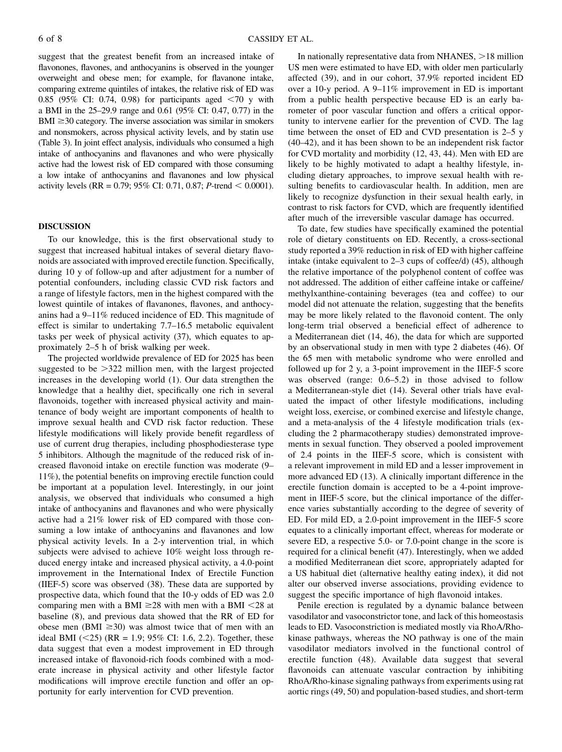suggest that the greatest benefit from an increased intake of flavonones, flavones, and anthocyanins is observed in the younger overweight and obese men; for example, for flavanone intake, comparing extreme quintiles of intakes, the relative risk of ED was 0.85 (95% CI: 0.74, 0.98) for participants aged <70 y with a BMI in the 25–29.9 range and 0.61 (95% CI: 0.47, 0.77) in the BMI ≥30 category. The inverse association was similar in smokers and nonsmokers, across physical activity levels, and by statin use (Table 3). In joint effect analysis, individuals who consumed a high intake of anthocyanins and flavanones and who were physically active had the lowest risk of ED compared with those consuming a low intake of anthocyanins and flavanones and low physical activity levels (RR = 0.79; 95% CI: 0.71, 0.87; *P*-trend < 0.0001).

## DISCUSSION

To our knowledge, this is the first observational study to suggest that increased habitual intakes of several dietary flavonoids are associated with improved erectile function. Specifically, during 10 y of follow-up and after adjustment for a number of potential confounders, including classic CVD risk factors and a range of lifestyle factors, men in the highest compared with the lowest quintile of intakes of flavanones, flavones, and anthocyanins had a 9–11% reduced incidence of ED. This magnitude of effect is similar to undertaking 7.7–16.5 metabolic equivalent tasks per week of physical activity (37), which equates to approximately 2–5 h of brisk walking per week.

The projected worldwide prevalence of ED for 2025 has been suggested to be >322 million men, with the largest projected increases in the developing world (1). Our data strengthen the knowledge that a healthy diet, specifically one rich in several flavonoids, together with increased physical activity and maintenance of body weight are important components of health to improve sexual health and CVD risk factor reduction. These lifestyle modifications will likely provide benefit regardless of use of current drug therapies, including phosphodiesterase type 5 inhibitors. Although the magnitude of the reduced risk of increased flavonoid intake on erectile function was moderate (9–11%), the potential benefits on improving erectile function could be important at a population level. Interestingly, in our joint analysis, we observed that individuals who consumed a high intake of anthocyanins and flavanones and who were physically active had a 21% lower risk of ED compared with those consuming a low intake of anthocyanins and flavanones and low physical activity levels. In a 2-y intervention trial, in which subjects were advised to achieve 10% weight loss through reduced energy intake and increased physical activity, a 4.0-point improvement in the International Index of Erectile Function (IIEF-5) score was observed (38). These data are supported by prospective data, which found that the 10-y odds of ED was 2.0 comparing men with a BMI ≥28 with men with a BMI <28 at baseline (8), and previous data showed that the RR of ED for obese men (BMI ≥30) was almost twice that of men with an ideal BMI (<25) (RR = 1.9; 95% CI: 1.6, 2.2). Together, these data suggest that even a modest improvement in ED through increased intake of flavonoid-rich foods combined with a moderate increase in physical activity and other lifestyle factor modifications will improve erectile function and offer an opportunity for early intervention for CVD prevention.

In nationally representative data from NHANES, >18 million US men were estimated to have ED, with older men particularly affected (39), and in our cohort, 37.9% reported incident ED over a 10-y period. A 9–11% improvement in ED is important from a public health perspective because ED is an early barometer of poor vascular function and offers a critical opportunity to intervene earlier for the prevention of CVD. The lag time between the onset of ED and CVD presentation is 2–5 y (40–42), and it has been shown to be an independent risk factor for CVD mortality and morbidity (12, 43, 44). Men with ED are likely to be highly motivated to adapt a healthy lifestyle, including dietary approaches, to improve sexual health with resulting benefits to cardiovascular health. In addition, men are likely to recognize dysfunction in their sexual health early, in contrast to risk factors for CVD, which are frequently identified after much of the irreversible vascular damage has occurred.

To date, few studies have specifically examined the potential role of dietary constituents on ED. Recently, a cross-sectional study reported a 39% reduction in risk of ED with higher caffeine intake (intake equivalent to 2–3 cups of coffee/d) (45), although the relative importance of the polyphenol content of coffee was not addressed. The addition of either caffeine intake or caffeine/methylxanthine-containing beverages (tea and coffee) to our model did not attenuate the relation, suggesting that the benefits may be more likely related to the flavonoid content. The only long-term trial observed a beneficial effect of adherence to a Mediterranean diet (14, 46), the data for which are supported by an observational study in men with type 2 diabetes (46). Of the 65 men with metabolic syndrome who were enrolled and followed up for 2 y, a 3-point improvement in the IIEF-5 score was observed (range: 0.6–5.2) in those advised to follow a Mediterranean-style diet (14). Several other trials have evaluated the impact of other lifestyle modifications, including weight loss, exercise, or combined exercise and lifestyle change, and a meta-analysis of the 4 lifestyle modification trials (excluding the 2 pharmacotherapy studies) demonstrated improvements in sexual function. They observed a pooled improvement of 2.4 points in the IIEF-5 score, which is consistent with a relevant improvement in mild ED and a lesser improvement in more advanced ED (13). A clinically important difference in the erectile function domain is accepted to be a 4-point improvement in IIEF-5 score, but the clinical importance of the difference varies substantially according to the degree of severity of ED. For mild ED, a 2.0-point improvement in the IIEF-5 score equates to a clinically important effect, whereas for moderate or severe ED, a respective 5.0- or 7.0-point change in the score is required for a clinical benefit (47). Interestingly, when we added a modified Mediterranean diet score, appropriately adapted for a US habitual diet (alternative healthy eating index), it did not alter our observed inverse associations, providing evidence to suggest the specific importance of high flavonoid intakes.

Penile erection is regulated by a dynamic balance between vasodilator and vasoconstrictor tone, and lack of this homeostasis leads to ED. Vasoconstriction is mediated mostly via RhoA/Rho-kinase pathways, whereas the NO pathway is one of the main vasodilator mediators involved in the functional control of erectile function (48). Available data suggest that several flavonoids can attenuate vascular contraction by inhibiting RhoA/Rho-kinase signaling pathways from experiments using rat aortic rings (49, 50) and population-based studies, and short-term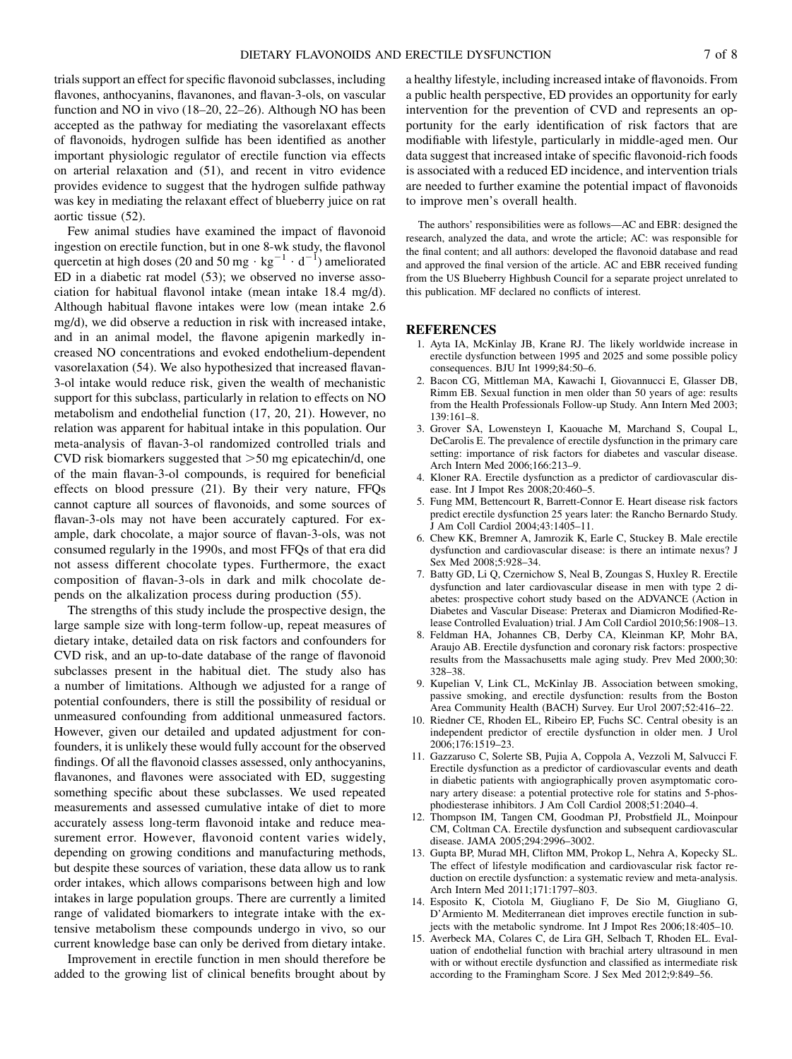trials support an effect for specific flavonoid subclasses, including flavones, anthocyanins, flavanones, and flavan-3-ols, on vascular function and NO in vivo (18–20, 22–26). Although NO has been accepted as the pathway for mediating the vasorelaxant effects of flavonoids, hydrogen sulfide has been identified as another important physiologic regulator of erectile function via effects on arterial relaxation and (51), and recent in vitro evidence provides evidence to suggest that the hydrogen sulfide pathway was key in mediating the relaxant effect of blueberry juice on rat aortic tissue (52).

Few animal studies have examined the impact of flavonoid ingestion on erectile function, but in one 8-wk study, the flavonol quercetin at high doses (20 and 50 mg $\cdot$ kg$^{-1}$ $\cdot$ d$^{-1}$) ameliorated ED in a diabetic rat model (53); we observed no inverse association for habitual flavonol intake (mean intake 18.4 mg/d). Although habitual flavone intakes were low (mean intake 2.6 mg/d), we did observe a reduction in risk with increased intake, and in an animal model, the flavone apigenin markedly increased NO concentrations and evoked endothelium-dependent vasorelaxation (54). We also hypothesized that increased flavan-3-ol intake would reduce risk, given the wealth of mechanistic support for this subclass, particularly in relation to effects on NO metabolism and endothelial function (17, 20, 21). However, no relation was apparent for habitual intake in this population. Our meta-analysis of flavan-3-ol randomized controlled trials and CVD risk biomarkers suggested that >50 mg epicatechin/d, one of the main flavan-3-ol compounds, is required for beneficial effects on blood pressure (21). By their very nature, FFQs cannot capture all sources of flavonoids, and some sources of flavan-3-ols may not have been accurately captured. For example, dark chocolate, a major source of flavan-3-ols, was not consumed regularly in the 1990s, and most FFQs of that era did not assess different chocolate types. Furthermore, the exact composition of flavan-3-ols in dark and milk chocolate depends on the alkalization process during production (55).

The strengths of this study include the prospective design, the large sample size with long-term follow-up, repeat measures of dietary intake, detailed data on risk factors and confounders for CVD risk, and an up-to-date database of the range of flavonoid subclasses present in the habitual diet. The study also has a number of limitations. Although we adjusted for a range of potential confounders, there is still the possibility of residual or unmeasured confounding from additional unmeasured factors. However, given our detailed and updated adjustment for confounders, it is unlikely these would fully account for the observed findings. Of all the flavonoid classes assessed, only anthocyanins, flavanones, and flavones were associated with ED, suggesting something specific about these subclasses. We used repeated measurements and assessed cumulative intake of diet to more accurately assess long-term flavonoid intake and reduce measurement error. However, flavonoid content varies widely, depending on growing conditions and manufacturing methods, but despite these sources of variation, these data allow us to rank order intakes, which allows comparisons between high and low intakes in large population groups. There are currently a limited range of validated biomarkers to integrate intake with the extensive metabolism these compounds undergo in vivo, so our current knowledge base can only be derived from dietary intake.

Improvement in erectile function in men should therefore be added to the growing list of clinical benefits brought about by a healthy lifestyle, including increased intake of flavonoids. From a public health perspective, ED provides an opportunity for early intervention for the prevention of CVD and represents an opportunity for the early identification of risk factors that are modifiable with lifestyle, particularly in middle-aged men. Our data suggest that increased intake of specific flavonoid-rich foods is associated with a reduced ED incidence, and intervention trials are needed to further examine the potential impact of flavonoids to improve men's overall health.

The authors' responsibilities were as follows—AC and EBR: designed the research, analyzed the data, and wrote the article; AC: was responsible for the final content; and all authors: developed the flavonoid database and read and approved the final version of the article. AC and EBR received funding from the US Blueberry Highbush Council for a separate project unrelated to this publication. MF declared no conflicts of interest.

## REFERENCES

1. Ayta IA, McKinlay JB, Krane RJ. The likely worldwide increase in erectile dysfunction between 1995 and 2025 and some possible policy consequences. BJU Int 1999;84:50–6.
2. Bacon CG, Mittleman MA, Kawachi I, Giovannucci E, Glasser DB, Rimm EB. Sexual function in men older than 50 years of age: results from the Health Professionals Follow-up Study. Ann Intern Med 2003; 139:161–8.
3. Grover SA, Lowensteyn I, Kaouache M, Marchand S, Coupal L, DeCarolis E. The prevalence of erectile dysfunction in the primary care setting: importance of risk factors for diabetes and vascular disease. Arch Intern Med 2006;166:213–9.
4. Kloner RA. Erectile dysfunction as a predictor of cardiovascular disease. Int J Impot Res 2008;20:460–5.
5. Fung MM, Bettencourt R, Barrett-Connor E. Heart disease risk factors predict erectile dysfunction 25 years later: the Rancho Bernardo Study. J Am Coll Cardiol 2004;43:1405–11.
6. Chew KK, Bremner A, Jamrozik K, Earle C, Stuckey B. Male erectile dysfunction and cardiovascular disease: is there an intimate nexus? J Sex Med 2008;5:928–34.
7. Batty GD, Li Q, Czernichow S, Neal B, Zoungas S, Huxley R. Erectile dysfunction and later cardiovascular disease in men with type 2 diabetes: prospective cohort study based on the ADVANCE (Action in Diabetes and Vascular Disease: Preterax and Diamicron Modified-Release Controlled Evaluation) trial. J Am Coll Cardiol 2010;56:1908–13.
8. Feldman HA, Johannes CB, Derby CA, Kleinman KP, Mohr BA, Araujo AB. Erectile dysfunction and coronary risk factors: prospective results from the Massachusetts male aging study. Prev Med 2000;30: 328–38.
9. Kupelian V, Link CL, McKinlay JB. Association between smoking, passive smoking, and erectile dysfunction: results from the Boston Area Community Health (BACH) Survey. Eur Urol 2007;52:416–22.
10. Riedner CE, Rhoden EL, Ribeiro EP, Fuchs SC. Central obesity is an independent predictor of erectile dysfunction in older men. J Urol 2006;176:1519–23.
11. Gazzaruso C, Solerte SB, Pujia A, Coppola A, Vezzoli M, Salvucci F. Erectile dysfunction as a predictor of cardiovascular events and death in diabetic patients with angiographically proven asymptomatic coronary artery disease: a potential protective role for statins and 5-phosphodiesterase inhibitors. J Am Coll Cardiol 2008;51:2040–4.
12. Thompson IM, Tangen CM, Goodman PJ, Probstfield JL, Moinpour CM, Coltman CA. Erectile dysfunction and subsequent cardiovascular disease. JAMA 2005;294:2996–3002.
13. Gupta BP, Murad MH, Clifton MM, Prokop L, Nehra A, Kopecky SL. The effect of lifestyle modification and cardiovascular risk factor reduction on erectile dysfunction: a systematic review and meta-analysis. Arch Intern Med 2011;171:1797–803.
14. Esposito K, Ciotola M, Giugliano F, De Sio M, Giugliano G, D'Armiento M. Mediterranean diet improves erectile function in subjects with the metabolic syndrome. Int J Impot Res 2006;18:405–10.
15. Averbeck MA, Colares C, de Lira GH, Selbach T, Rhoden EL. Evaluation of endothelial function with brachial artery ultrasound in men with or without erectile dysfunction and classified as intermediate risk according to the Framingham Score. J Sex Med 2012;9:849–56.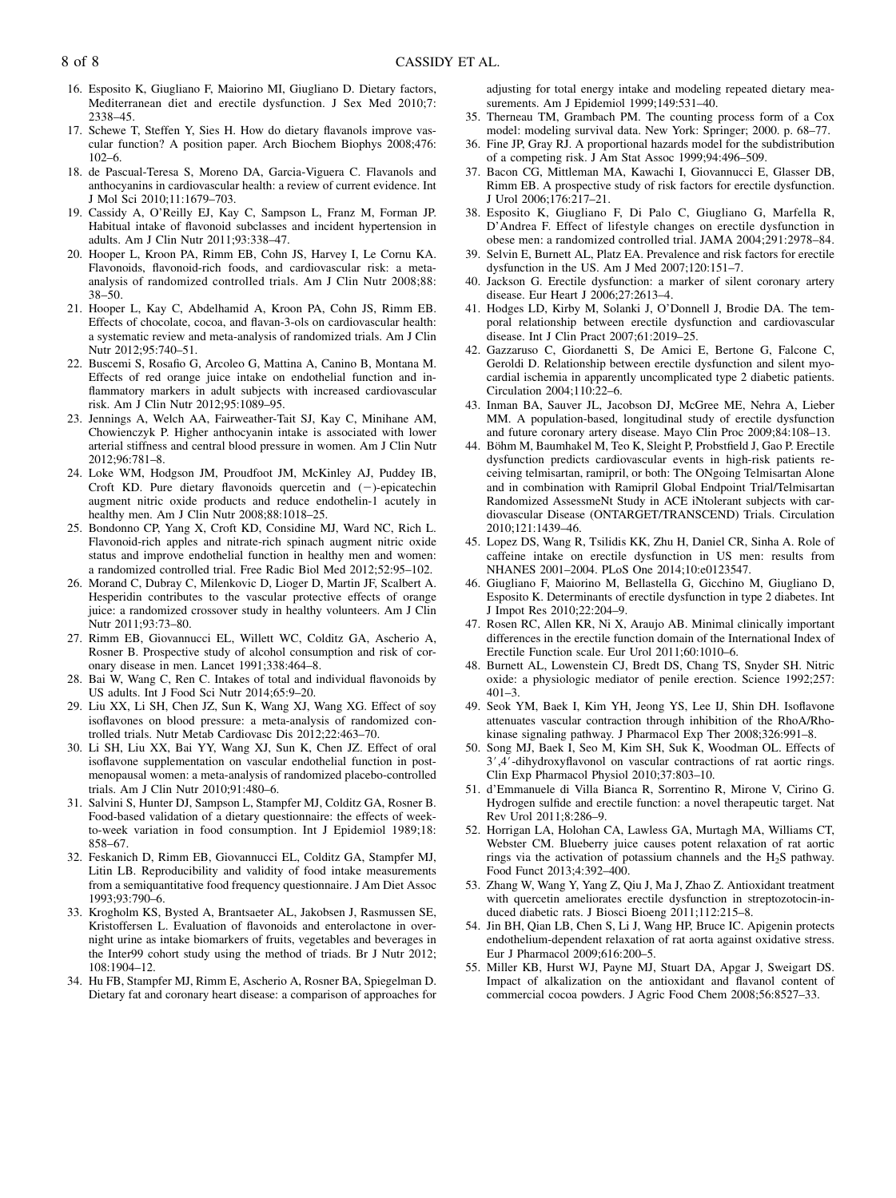16. Esposito K, Giugliano F, Maiorino MI, Giugliano D. Dietary factors, Mediterranean diet and erectile dysfunction. J Sex Med 2010;7: 2338–45.
17. Schewe T, Steffen Y, Sies H. How do dietary flavanols improve vascular function? A position paper. Arch Biochem Biophys 2008;476: 102–6.
18. de Pascual-Teresa S, Moreno DA, Garcia-Viguera C. Flavanols and anthocyanins in cardiovascular health: a review of current evidence. Int J Mol Sci 2010;11:1679–703.
19. Cassidy A, O'Reilly EJ, Kay C, Sampson L, Franz M, Forman JP. Habitual intake of flavonoid subclasses and incident hypertension in adults. Am J Clin Nutr 2011;93:338–47.
20. Hooper L, Kroon PA, Rimm EB, Cohn JS, Harvey I, Le Cornu KA. Flavonoids, flavonoid-rich foods, and cardiovascular risk: a meta-analysis of randomized controlled trials. Am J Clin Nutr 2008;88: 38–50.
21. Hooper L, Kay C, Abdelhamid A, Kroon PA, Cohn JS, Rimm EB. Effects of chocolate, cocoa, and flavan-3-ols on cardiovascular health: a systematic review and meta-analysis of randomized trials. Am J Clin Nutr 2012;95:740–51.
22. Buscemi S, Rosafio G, Arcoleo G, Mattina A, Canino B, Montana M. Effects of red orange juice intake on endothelial function and inflammatory markers in adult subjects with increased cardiovascular risk. Am J Clin Nutr 2012;95:1089–95.
23. Jennings A, Welch AA, Fairweather-Tait SJ, Kay C, Minihane AM, Chowienczyk P. Higher anthocyanin intake is associated with lower arterial stiffness and central blood pressure in women. Am J Clin Nutr 2012;96:781–8.
24. Loke WM, Hodgson JM, Proudfoot JM, McKinley AJ, Puddey IB, Croft KD. Pure dietary flavonoids quercetin and (−)-epicatechin augment nitric oxide products and reduce endothelin-1 acutely in healthy men. Am J Clin Nutr 2008;88:1018–25.
25. Bondonno CP, Yang X, Croft KD, Considine MJ, Ward NC, Rich L. Flavonoid-rich apples and nitrate-rich spinach augment nitric oxide status and improve endothelial function in healthy men and women: a randomized controlled trial. Free Radic Biol Med 2012;52:95–102.
26. Morand C, Dubray C, Milenkovic D, Lioger D, Martin JF, Scalbert A. Hesperidin contributes to the vascular protective effects of orange juice: a randomized crossover study in healthy volunteers. Am J Clin Nutr 2011;93:73–80.
27. Rimm EB, Giovannucci EL, Willett WC, Colditz GA, Ascherio A, Rosner B. Prospective study of alcohol consumption and risk of coronary disease in men. Lancet 1991;338:464–8.
28. Bai W, Wang C, Ren C. Intakes of total and individual flavonoids by US adults. Int J Food Sci Nutr 2014;65:9–20.
29. Liu XX, Li SH, Chen JZ, Sun K, Wang XJ, Wang XG. Effect of soy isoflavones on blood pressure: a meta-analysis of randomized controlled trials. Nutr Metab Cardiovasc Dis 2012;22:463–70.
30. Li SH, Liu XX, Bai YY, Wang XJ, Sun K, Chen JZ. Effect of oral isoflavone supplementation on vascular endothelial function in postmenopausal women: a meta-analysis of randomized placebo-controlled trials. Am J Clin Nutr 2010;91:480–6.
31. Salvini S, Hunter DJ, Sampson L, Stampfer MJ, Colditz GA, Rosner B. Food-based validation of a dietary questionnaire: the effects of week-to-week variation in food consumption. Int J Epidemiol 1989;18: 858–67.
32. Feskanich D, Rimm EB, Giovannucci EL, Colditz GA, Stampfer MJ, Litin LB. Reproducibility and validity of food intake measurements from a semiquantitative food frequency questionnaire. J Am Diet Assoc 1993;93:790–6.
33. Krogholm KS, Bysted A, Brantsaeter AL, Jakobsen J, Rasmussen SE, Kristoffersen L. Evaluation of flavonoids and enterolactone in overnight urine as intake biomarkers of fruits, vegetables and beverages in the Inter99 cohort study using the method of triads. Br J Nutr 2012; 108:1904–12.
34. Hu FB, Stampfer MJ, Rimm E, Ascherio A, Rosner BA, Spiegelman D. Dietary fat and coronary heart disease: a comparison of approaches for adjusting for total energy intake and modeling repeated dietary measurements. Am J Epidemiol 1999;149:531–40.
35. Therneau TM, Grambach PM. The counting process form of a Cox model: modeling survival data. New York: Springer; 2000. p. 68–77.
36. Fine JP, Gray RJ. A proportional hazards model for the subdistribution of a competing risk. J Am Stat Assoc 1999;94:496–509.
37. Bacon CG, Mittleman MA, Kawachi I, Giovannucci E, Glasser DB, Rimm EB. A prospective study of risk factors for erectile dysfunction. J Urol 2006;176:217–21.
38. Esposito K, Giugliano F, Di Palo C, Giugliano G, Marfella R, D'Andrea F. Effect of lifestyle changes on erectile dysfunction in obese men: a randomized controlled trial. JAMA 2004;291:2978–84.
39. Selvin E, Burnett AL, Platz EA. Prevalence and risk factors for erectile dysfunction in the US. Am J Med 2007;120:151–7.
40. Jackson G. Erectile dysfunction: a marker of silent coronary artery disease. Eur Heart J 2006;27:2613–4.
41. Hodges LD, Kirby M, Solanki J, O'Donnell J, Brodie DA. The temporal relationship between erectile dysfunction and cardiovascular disease. Int J Clin Pract 2007;61:2019–25.
42. Gazzaruso C, Giordanetti S, De Amici E, Bertone G, Falcone C, Geroldi D. Relationship between erectile dysfunction and silent myocardial ischemia in apparently uncomplicated type 2 diabetic patients. Circulation 2004;110:22–6.
43. Inman BA, Sauver JL, Jacobson DJ, McGree ME, Nehra A, Lieber MM. A population-based, longitudinal study of erectile dysfunction and future coronary artery disease. Mayo Clin Proc 2009;84:108–13.
44. Böhm M, Baumhakel M, Teo K, Sleight P, Probstfield J, Gao P. Erectile dysfunction predicts cardiovascular events in high-risk patients receiving telmisartan, ramipril, or both: The ONgoing Telmisartan Alone and in combination with Ramipril Global Endpoint Trial/Telmisartan Randomized AssessmeNt Study in ACE iNtolerant subjects with cardiovascular Disease (ONTARGET/TRANSCEND) Trials. Circulation 2010;121:1439–46.
45. Lopez DS, Wang R, Tsilidis KK, Zhu H, Daniel CR, Sinha A. Role of caffeine intake on erectile dysfunction in US men: results from NHANES 2001–2004. PLoS One 2014;10:e0123547.
46. Giugliano F, Maiorino M, Bellastella G, Gicchino M, Giugliano D, Esposito K. Determinants of erectile dysfunction in type 2 diabetes. Int J Impot Res 2010;22:204–9.
47. Rosen RC, Allen KR, Ni X, Araujo AB. Minimal clinically important differences in the erectile function domain of the International Index of Erectile Function scale. Eur Urol 2011;60:1010–6.
48. Burnett AL, Lowenstein CJ, Bredt DS, Chang TS, Snyder SH. Nitric oxide: a physiologic mediator of penile erection. Science 1992;257: 401–3.
49. Seok YM, Baek I, Kim YH, Jeong YS, Lee IJ, Shin DH. Isoflavone attenuates vascular contraction through inhibition of the RhoA/Rho-kinase signaling pathway. J Pharmacol Exp Ther 2008;326:991–8.
50. Song MJ, Baek I, Seo M, Kim SH, Suk K, Woodman OL. Effects of 3′,4′-dihydroxyflavonol on vascular contractions of rat aortic rings. Clin Exp Pharmacol Physiol 2010;37:803–10.
51. d'Emmanuele di Villa Bianca R, Sorrentino R, Mirone V, Cirino G. Hydrogen sulfide and erectile function: a novel therapeutic target. Nat Rev Urol 2011;8:286–9.
52. Horrigan LA, Holohan CA, Lawless GA, Murtagh MA, Williams CT, Webster CM. Blueberry juice causes potent relaxation of rat aortic rings via the activation of potassium channels and the $H_2S$ pathway. Food Funct 2013;4:392–400.
53. Zhang W, Wang Y, Yang Z, Qiu J, Ma J, Zhao Z. Antioxidant treatment with quercetin ameliorates erectile dysfunction in streptozotocin-induced diabetic rats. J Biosci Bioeng 2011;112:215–8.
54. Jin BH, Qian LB, Chen S, Li J, Wang HP, Bruce IC. Apigenin protects endothelium-dependent relaxation of rat aorta against oxidative stress. Eur J Pharmacol 2009;616:200–5.
55. Miller KB, Hurst WJ, Payne MJ, Stuart DA, Apgar J, Sweigart DS. Impact of alkalization on the antioxidant and flavanol content of commercial cocoa powders. J Agric Food Chem 2008;56:8527–33.